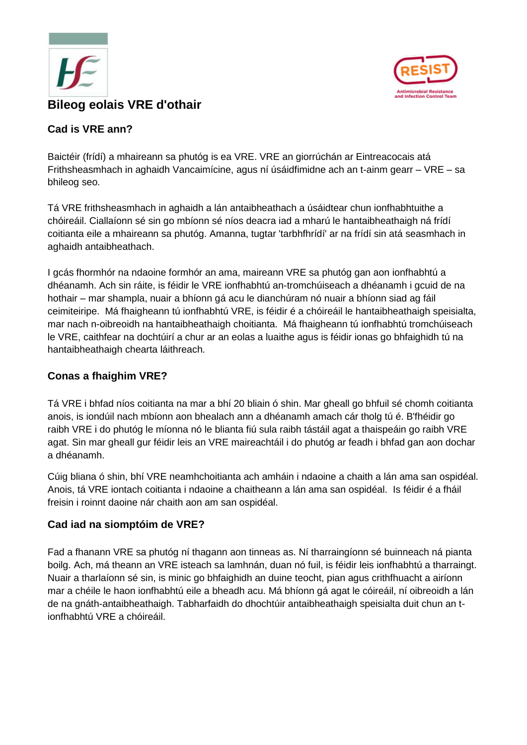# Bileog eolais VRE d'othair

## Cad is VRE ann?

Baictéir (frídí) a mhaireann sa phutóg is ea VRE. VRE an giorrúchán ar Eintreacocais atá Frithsheasmhach in aghaidh Vancaimícine, agus ní úsáidfimidne ach an t-ainm gearr – VRE – sa bhileog seo.

Tá VRE frithsheasmhach in aghaidh a lán antaibheathach a úsáidtear chun ionfhabhtuithe a chóireáil. Ciallaíonn sé sin go mbíonn sé níos deacra iad a mharú le hantaibheathaigh ná frídí coitianta eile a mhaireann sa phutóg. Amanna, tugtar 'tarbhfhrídí' ar na frídí sin atá seasmhach in aghaidh antaibheathach.

I gcás fhormhór na ndaoine formhór an ama, maireann VRE sa phutóg gan aon ionfhabhtú a dhéanamh. Ach sin ráite, is féidir le VRE ionfhabhtú an-tromchúiseach a dhéanamh i gcuid de na hothair – mar shampla, nuair a bhíonn gá acu le dianchúram nó nuair a bhíonn siad ag fáil ceimiteiripe. Má fhaigheann tú ionfhabhtú VRE, is féidir é a chóireáil le hantaibheathaigh speisialta, mar nach n-oibreoidh na hantaibheathaigh choitianta. Má fhaigheann tú ionfhabhtú tromchúiseach le VRE, caithfear na dochtúirí a chur ar an eolas a luaithe agus is féidir ionas go bhfaighidh tú na hantaibheathaigh chearta láithreach.

## Conas a fhaighim VRE?

Tá VRE i bhfad níos coitianta na mar a bhí 20 bliain ó shin. Mar gheall go bhfuil sé chomh coitianta anois, is iondúil nach mbíonn aon bhealach ann a dhéanamh amach cár tholg tú é. B'fhéidir go raibh VRE i do phutóg le míonna nó le blianta fiú sula raibh tástáil agat a thaispeáin go raibh VRE agat. Sin mar gheall gur féidir leis an VRE maireachtáil i do phutóg ar feadh i bhfad gan aon dochar a dhéanamh.

Cúig bliana ó shin, bhí VRE neamhchoitianta ach amháin i ndaoine a chaith a lán ama san ospidéal. Anois, tá VRE iontach coitianta i ndaoine a chaitheann a lán ama san ospidéal. Is féidir é a fháil freisin i roinnt daoine nár chaith aon am san ospidéal.

## Cad iad na siomptóim de VRE?

Fad a fhanann VRE sa phutóg ní thagann aon tinneas as. Ní tharraingíonn sé buinneach ná pianta boilg. Ach, má theann an VRE isteach sa lamhnán, duan nó fuil, is féidir leis ionfhabhtú a tharraingt. Nuair a tharlaíonn sé sin, is minic go bhfaighidh an duine teocht, pian agus crithfhuacht a airíonn mar a chéile le haon ionfhabhtú eile a bheadh acu. Má bhíonn gá agat le cóireáil, ní oibreoidh a lán de na gnáth-antaibheathaigh. Tabharfaidh do dhochtúir antaibheathaigh speisialta duit chun an t-ionfhabhtú VRE a chóireáil.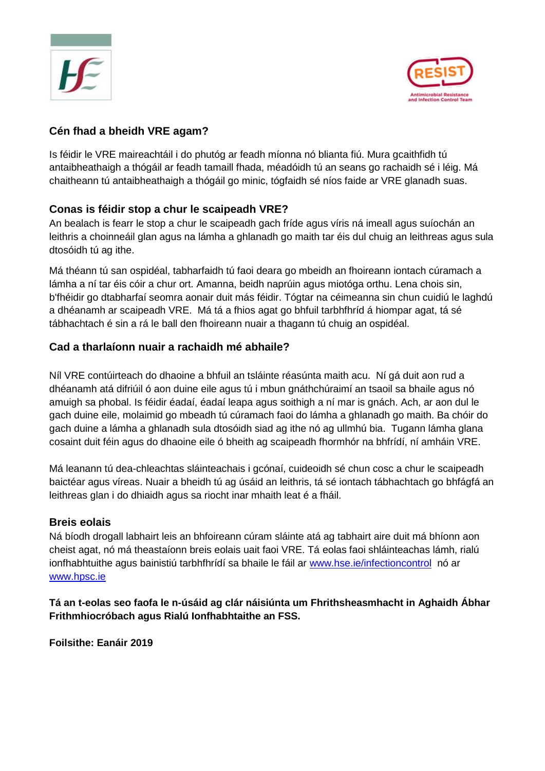## Cén fhad a bheidh VRE agam?

Is féidir le VRE maireachtáil i do phutóg ar feadh míonna nó blianta fiú. Mura gcaithfidh tú antaibheathaigh a thógáil ar feadh tamaill fhada, méadóidh tú an seans go rachaidh sé i léig. Má chaitheann tú antaibheathaigh a thógáil go minic, tógfaidh sé níos faide ar VRE glanadh suas.

## Conas is féidir stop a chur le scaipeadh VRE?

An bealach is fearr le stop a chur le scaipeadh gach fríde agus víris ná imeall agus suíochán an leithris a choinneáil glan agus na lámha a ghlanadh go maith tar éis dul chuig an leithreas agus sula dtosóidh tú ag ithe.

Má théann tú san ospidéal, tabharfaidh tú faoi deara go mbeidh an fhoireann iontach cúramach a lámha a ní tar éis cóir a chur ort. Amanna, beidh naprúin agus miotóga orthu. Lena chois sin, b'fhéidir go dtabharfaí seomra aonair duit más féidir. Tógtar na céimeanna sin chun cuidiú le laghdú a dhéanamh ar scaipeadh VRE. Má tá a fhios agat go bhfuil tarbhfhríd á hiompar agat, tá sé tábhachtach é sin a rá le ball den fhoireann nuair a thagann tú chuig an ospidéal.

## Cad a tharlaíonn nuair a rachaidh mé abhaile?

Níl VRE contúirteach do dhaoine a bhfuil an tsláinte réasúnta maith acu. Ní gá duit aon rud a dhéanamh atá difriúil ó aon duine eile agus tú i mbun gnáthchúraimí an tsaoil sa bhaile agus nó amuigh sa phobal. Is féidir éadaí, éadaí leapa agus soithigh a ní mar is gnách. Ach, ar aon dul le gach duine eile, molaimid go mbeadh tú cúramach faoi do lámha a ghlanadh go maith. Ba chóir do gach duine a lámha a ghlanadh sula dtosóidh siad ag ithe nó ag ullmhú bia. Tugann lámha glana cosaint duit féin agus do dhaoine eile ó bheith ag scaipeadh fhormhór na bhfrídí, ní amháin VRE.

Má leanann tú dea-chleachtas sláinteachais i gcónaí, cuideoidh sé chun cosc a chur le scaipeadh baictéar agus víreas. Nuair a bheidh tú ag úsáid an leithris, tá sé iontach tábhachtach go bhfágfá an leithreas glan i do dhiaidh agus sa riocht inar mhaith leat é a fháil.

## Breis eolais

Ná bíodh drogall labhairt leis an bhfoireann cúram sláinte atá ag tabhairt aire duit má bhíonn aon cheist agat, nó má theastaíonn breis eolais uait faoi VRE. Tá eolas faoi shláinteachas lámh, rialú ionfhabhtuithe agus bainistiú tarbhfhrídí sa bhaile le fáil ar www.hse.ie/infectioncontrol nó ar www.hpsc.ie

**Tá an t-eolas seo faofa le n-úsáid ag clár náisiúnta um Fhrithsheasmhacht in Aghaidh Ábhar Frithmhiocróbach agus Rialú Ionfhabhtaithe an FSS.**

**Foilsithe: Eanáir 2019**